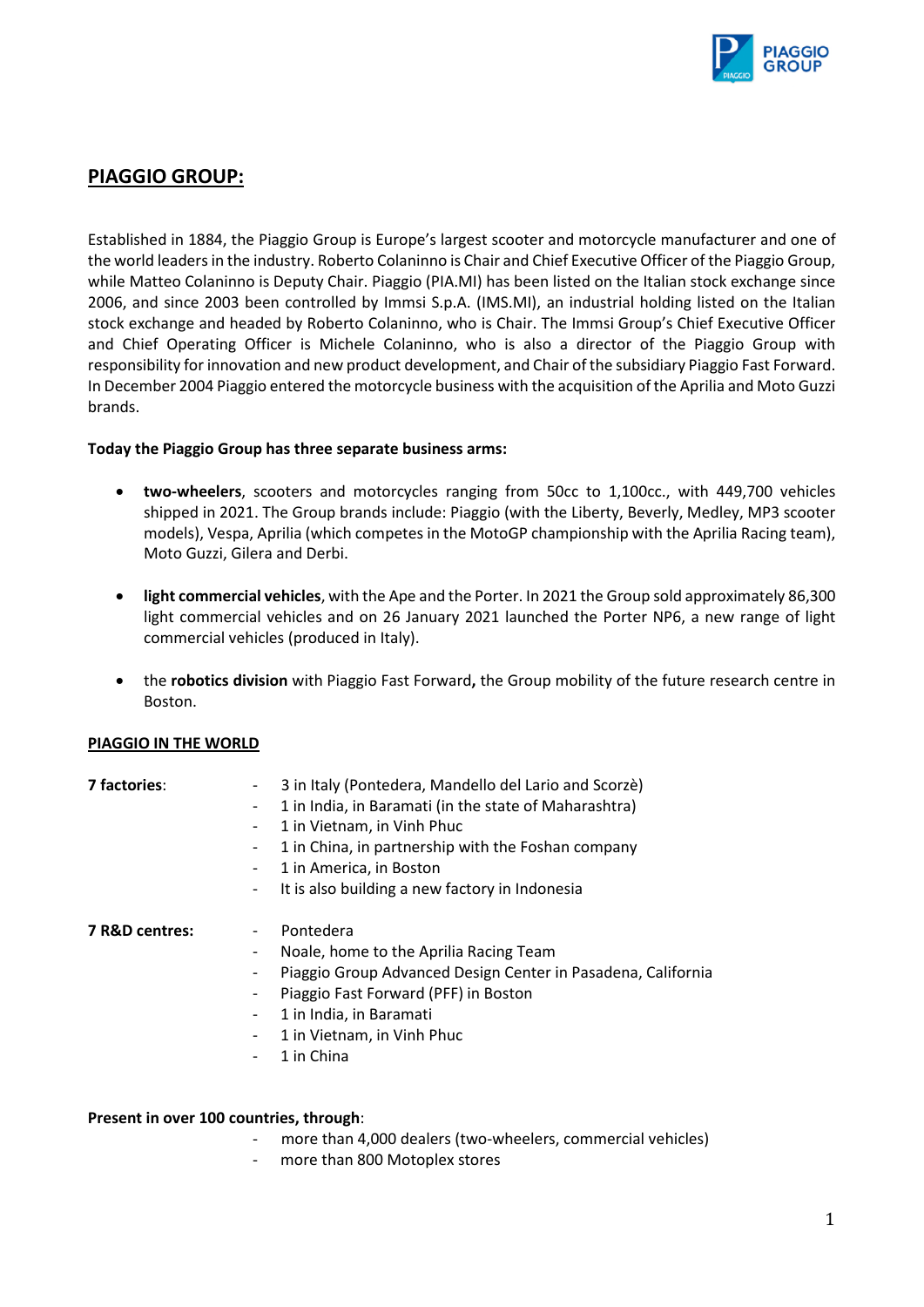# PIAGGIO GROUP:

Established in 1884, the Piaggio Group is Europe's largest scooter and motorcycle manufacturer and one of the world leaders in the industry. Roberto Colaninno is Chair and Chief Executive Officer of the Piaggio Group, while Matteo Colaninno is Deputy Chair. Piaggio (PIA.MI) has been listed on the Italian stock exchange since 2006, and since 2003 been controlled by Immsi S.p.A. (IMS.MI), an industrial holding listed on the Italian stock exchange and headed by Roberto Colaninno, who is Chair. The Immsi Group's Chief Executive Officer and Chief Operating Officer is Michele Colaninno, who is also a director of the Piaggio Group with responsibility for innovation and new product development, and Chair of the subsidiary Piaggio Fast Forward. In December 2004 Piaggio entered the motorcycle business with the acquisition of the Aprilia and Moto Guzzi brands.

**Today the Piaggio Group has three separate business arms:**

- **two-wheelers**, scooters and motorcycles ranging from 50cc to 1,100cc., with 449,700 vehicles shipped in 2021. The Group brands include: Piaggio (with the Liberty, Beverly, Medley, MP3 scooter models), Vespa, Aprilia (which competes in the MotoGP championship with the Aprilia Racing team), Moto Guzzi, Gilera and Derbi.
- **light commercial vehicles**, with the Ape and the Porter. In 2021 the Group sold approximately 86,300 light commercial vehicles and on 26 January 2021 launched the Porter NP6, a new range of light commercial vehicles (produced in Italy).
- the **robotics division** with Piaggio Fast Forward**,** the Group mobility of the future research centre in Boston.

## PIAGGIO IN THE WORLD

**7 factories**:
- 3 in Italy (Pontedera, Mandello del Lario and Scorzè)
- 1 in India, in Baramati (in the state of Maharashtra)
- 1 in Vietnam, in Vinh Phuc
- 1 in China, in partnership with the Foshan company
- 1 in America, in Boston
- It is also building a new factory in Indonesia

**7 R&D centres:**
- Pontedera
- Noale, home to the Aprilia Racing Team
- Piaggio Group Advanced Design Center in Pasadena, California
- Piaggio Fast Forward (PFF) in Boston
- 1 in India, in Baramati
- 1 in Vietnam, in Vinh Phuc
- 1 in China

**Present in over 100 countries, through**:
- more than 4,000 dealers (two-wheelers, commercial vehicles)
- more than 800 Motoplex stores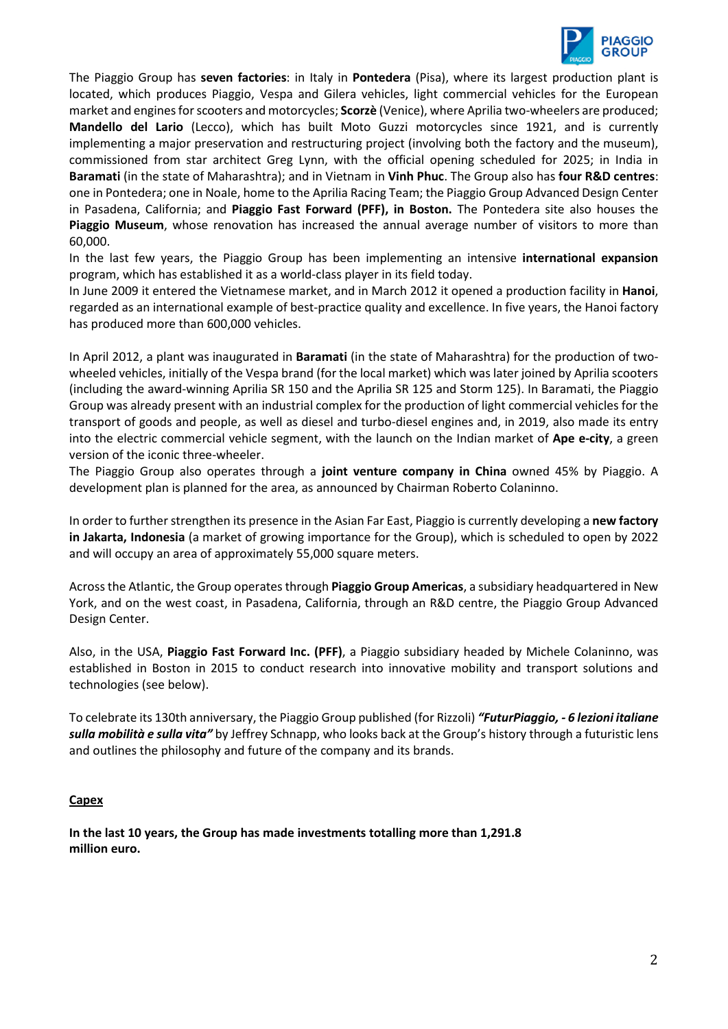The Piaggio Group has **seven factories**: in Italy in **Pontedera** (Pisa), where its largest production plant is located, which produces Piaggio, Vespa and Gilera vehicles, light commercial vehicles for the European market and engines for scooters and motorcycles; **Scorzè** (Venice), where Aprilia two-wheelers are produced; **Mandello del Lario** (Lecco), which has built Moto Guzzi motorcycles since 1921, and is currently implementing a major preservation and restructuring project (involving both the factory and the museum), commissioned from star architect Greg Lynn, with the official opening scheduled for 2025; in India in **Baramati** (in the state of Maharashtra); and in Vietnam in **Vinh Phuc**. The Group also has **four R&D centres**: one in Pontedera; one in Noale, home to the Aprilia Racing Team; the Piaggio Group Advanced Design Center in Pasadena, California; and **Piaggio Fast Forward (PFF), in Boston.** The Pontedera site also houses the **Piaggio Museum**, whose renovation has increased the annual average number of visitors to more than 60,000.

In the last few years, the Piaggio Group has been implementing an intensive **international expansion** program, which has established it as a world-class player in its field today.

In June 2009 it entered the Vietnamese market, and in March 2012 it opened a production facility in **Hanoi**, regarded as an international example of best-practice quality and excellence. In five years, the Hanoi factory has produced more than 600,000 vehicles.

In April 2012, a plant was inaugurated in **Baramati** (in the state of Maharashtra) for the production of two-wheeled vehicles, initially of the Vespa brand (for the local market) which was later joined by Aprilia scooters (including the award-winning Aprilia SR 150 and the Aprilia SR 125 and Storm 125). In Baramati, the Piaggio Group was already present with an industrial complex for the production of light commercial vehicles for the transport of goods and people, as well as diesel and turbo-diesel engines and, in 2019, also made its entry into the electric commercial vehicle segment, with the launch on the Indian market of **Ape e-city**, a green version of the iconic three-wheeler.

The Piaggio Group also operates through a **joint venture company in China** owned 45% by Piaggio. A development plan is planned for the area, as announced by Chairman Roberto Colaninno.

In order to further strengthen its presence in the Asian Far East, Piaggio is currently developing a **new factory in Jakarta, Indonesia** (a market of growing importance for the Group), which is scheduled to open by 2022 and will occupy an area of approximately 55,000 square meters.

Across the Atlantic, the Group operates through **Piaggio Group Americas**, a subsidiary headquartered in New York, and on the west coast, in Pasadena, California, through an R&D centre, the Piaggio Group Advanced Design Center.

Also, in the USA, **Piaggio Fast Forward Inc. (PFF)**, a Piaggio subsidiary headed by Michele Colaninno, was established in Boston in 2015 to conduct research into innovative mobility and transport solutions and technologies (see below).

To celebrate its 130th anniversary, the Piaggio Group published (for Rizzoli) ***"FuturPiaggio, - 6 lezioni italiane sulla mobilità e sulla vita"*** by Jeffrey Schnapp, who looks back at the Group's history through a futuristic lens and outlines the philosophy and future of the company and its brands.

## Capex

**In the last 10 years, the Group has made investments totalling more than 1,291.8 million euro.**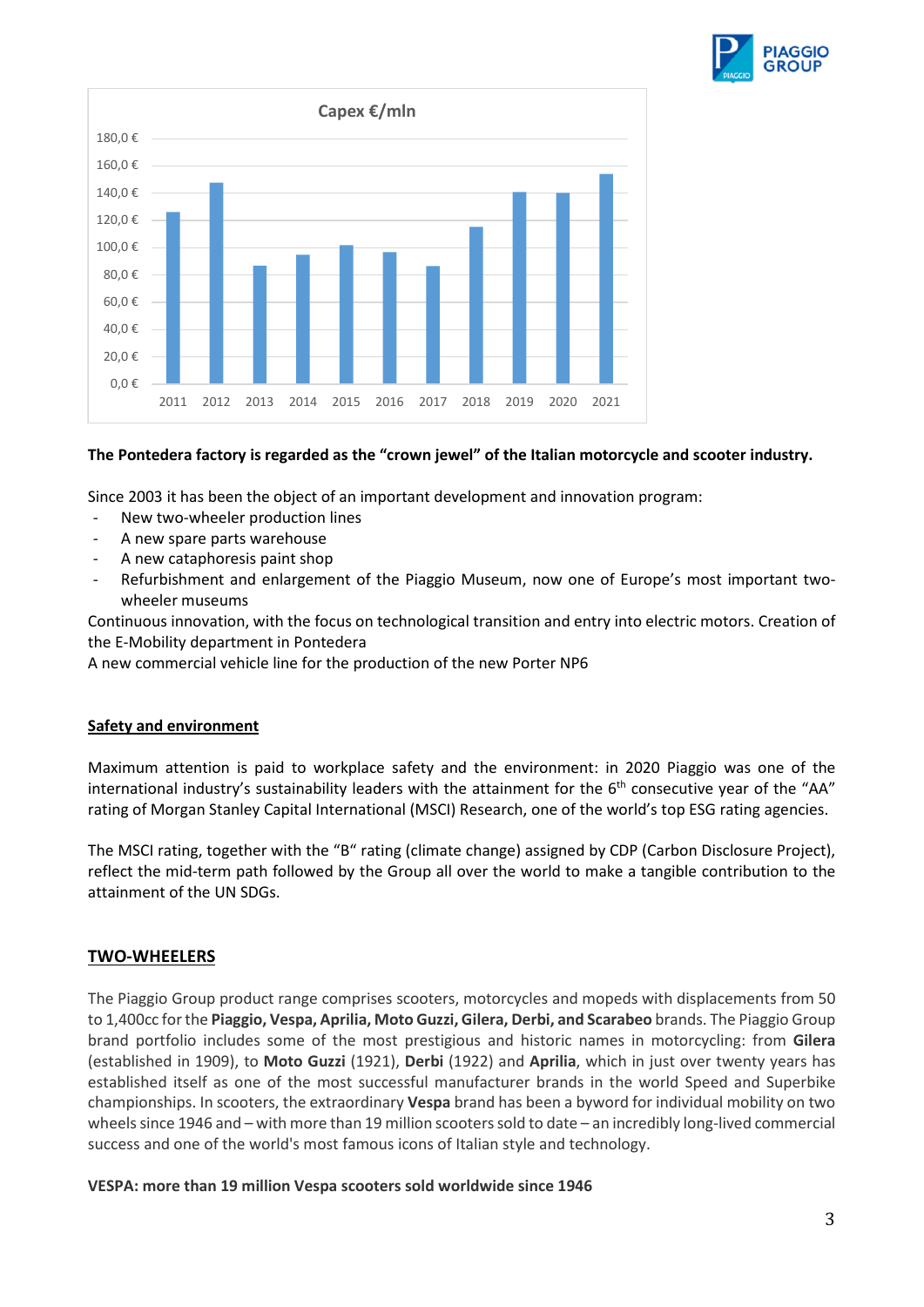**Capex €/mln**

| Year | Capex €/mln |
|---|---|
| 2011 | ~126 |
| 2012 | ~147 |
| 2013 | ~87 |
| 2014 | ~95 |
| 2015 | ~102 |
| 2016 | ~97 |
| 2017 | ~87 |
| 2018 | ~115 |
| 2019 | ~141 |
| 2020 | ~140 |
| 2021 | ~154 |

**The Pontedera factory is regarded as the "crown jewel" of the Italian motorcycle and scooter industry.**

Since 2003 it has been the object of an important development and innovation program:

- New two-wheeler production lines
- A new spare parts warehouse
- A new cataphoresis paint shop
- Refurbishment and enlargement of the Piaggio Museum, now one of Europe's most important two-wheeler museums

Continuous innovation, with the focus on technological transition and entry into electric motors. Creation of the E-Mobility department in Pontedera

A new commercial vehicle line for the production of the new Porter NP6

## Safety and environment

Maximum attention is paid to workplace safety and the environment: in 2020 Piaggio was one of the international industry's sustainability leaders with the attainment for the 6th consecutive year of the "AA" rating of Morgan Stanley Capital International (MSCI) Research, one of the world's top ESG rating agencies.

The MSCI rating, together with the "B" rating (climate change) assigned by CDP (Carbon Disclosure Project), reflect the mid-term path followed by the Group all over the world to make a tangible contribution to the attainment of the UN SDGs.

## TWO-WHEELERS

The Piaggio Group product range comprises scooters, motorcycles and mopeds with displacements from 50 to 1,400cc for the **Piaggio, Vespa, Aprilia, Moto Guzzi, Gilera, Derbi, and Scarabeo** brands. The Piaggio Group brand portfolio includes some of the most prestigious and historic names in motorcycling: from **Gilera** (established in 1909), to **Moto Guzzi** (1921), **Derbi** (1922) and **Aprilia**, which in just over twenty years has established itself as one of the most successful manufacturer brands in the world Speed and Superbike championships. In scooters, the extraordinary **Vespa** brand has been a byword for individual mobility on two wheels since 1946 and – with more than 19 million scooters sold to date – an incredibly long-lived commercial success and one of the world's most famous icons of Italian style and technology.

**VESPA: more than 19 million Vespa scooters sold worldwide since 1946**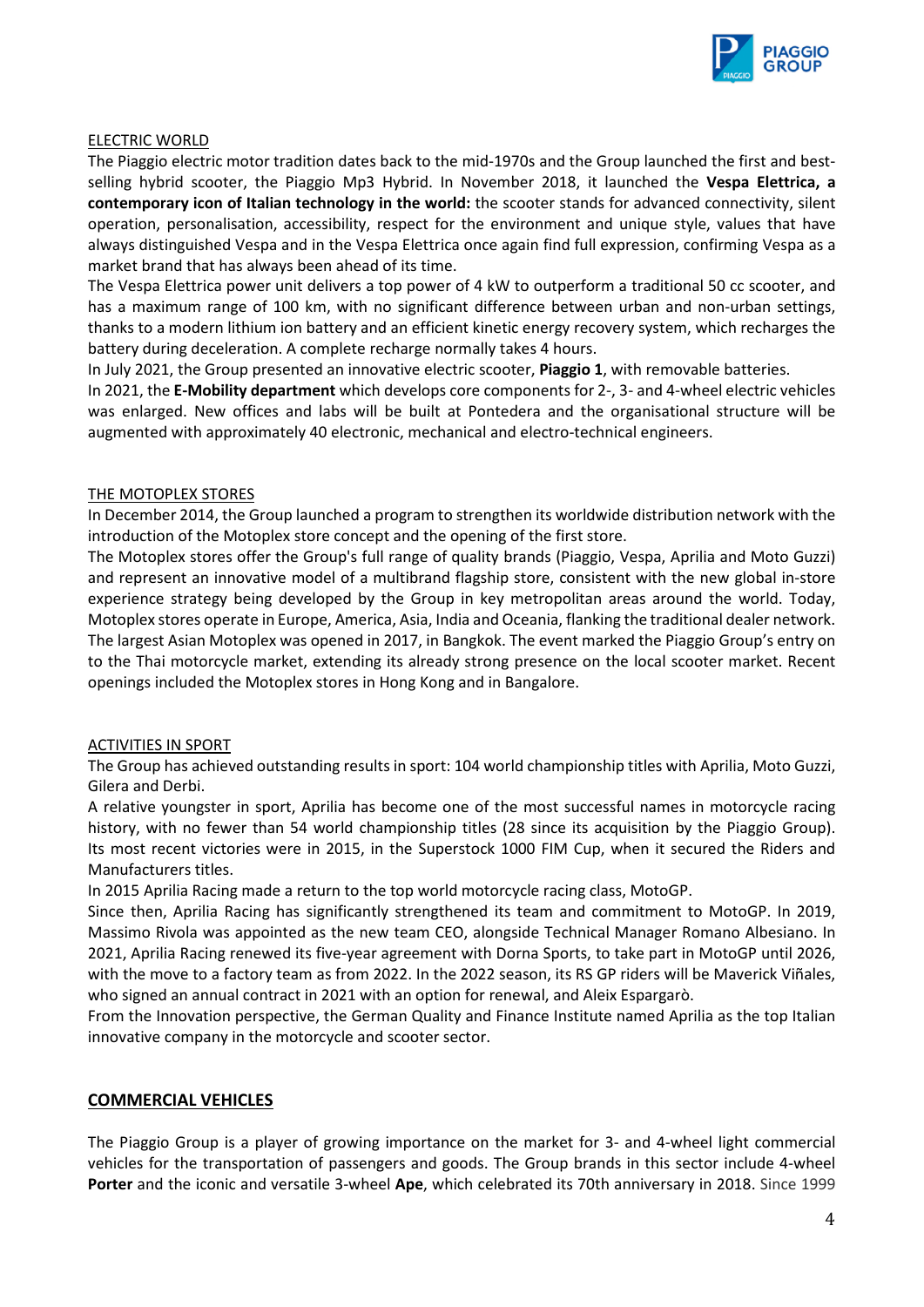## ELECTRIC WORLD

The Piaggio electric motor tradition dates back to the mid-1970s and the Group launched the first and best-selling hybrid scooter, the Piaggio Mp3 Hybrid. In November 2018, it launched the **Vespa Elettrica, a contemporary icon of Italian technology in the world:** the scooter stands for advanced connectivity, silent operation, personalisation, accessibility, respect for the environment and unique style, values that have always distinguished Vespa and in the Vespa Elettrica once again find full expression, confirming Vespa as a market brand that has always been ahead of its time.

The Vespa Elettrica power unit delivers a top power of 4 kW to outperform a traditional 50 cc scooter, and has a maximum range of 100 km, with no significant difference between urban and non-urban settings, thanks to a modern lithium ion battery and an efficient kinetic energy recovery system, which recharges the battery during deceleration. A complete recharge normally takes 4 hours.

In July 2021, the Group presented an innovative electric scooter, **Piaggio 1**, with removable batteries.

In 2021, the **E-Mobility department** which develops core components for 2-, 3- and 4-wheel electric vehicles was enlarged. New offices and labs will be built at Pontedera and the organisational structure will be augmented with approximately 40 electronic, mechanical and electro-technical engineers.

## THE MOTOPLEX STORES

In December 2014, the Group launched a program to strengthen its worldwide distribution network with the introduction of the Motoplex store concept and the opening of the first store.

The Motoplex stores offer the Group's full range of quality brands (Piaggio, Vespa, Aprilia and Moto Guzzi) and represent an innovative model of a multibrand flagship store, consistent with the new global in-store experience strategy being developed by the Group in key metropolitan areas around the world. Today, Motoplex stores operate in Europe, America, Asia, India and Oceania, flanking the traditional dealer network. The largest Asian Motoplex was opened in 2017, in Bangkok. The event marked the Piaggio Group's entry on to the Thai motorcycle market, extending its already strong presence on the local scooter market. Recent openings included the Motoplex stores in Hong Kong and in Bangalore.

## ACTIVITIES IN SPORT

The Group has achieved outstanding results in sport: 104 world championship titles with Aprilia, Moto Guzzi, Gilera and Derbi.

A relative youngster in sport, Aprilia has become one of the most successful names in motorcycle racing history, with no fewer than 54 world championship titles (28 since its acquisition by the Piaggio Group). Its most recent victories were in 2015, in the Superstock 1000 FIM Cup, when it secured the Riders and Manufacturers titles.

In 2015 Aprilia Racing made a return to the top world motorcycle racing class, MotoGP.

Since then, Aprilia Racing has significantly strengthened its team and commitment to MotoGP. In 2019, Massimo Rivola was appointed as the new team CEO, alongside Technical Manager Romano Albesiano. In 2021, Aprilia Racing renewed its five-year agreement with Dorna Sports, to take part in MotoGP until 2026, with the move to a factory team as from 2022. In the 2022 season, its RS GP riders will be Maverick Viñales, who signed an annual contract in 2021 with an option for renewal, and Aleix Espargarò.

From the Innovation perspective, the German Quality and Finance Institute named Aprilia as the top Italian innovative company in the motorcycle and scooter sector.

# COMMERCIAL VEHICLES

The Piaggio Group is a player of growing importance on the market for 3- and 4-wheel light commercial vehicles for the transportation of passengers and goods. The Group brands in this sector include 4-wheel **Porter** and the iconic and versatile 3-wheel **Ape**, which celebrated its 70th anniversary in 2018. Since 1999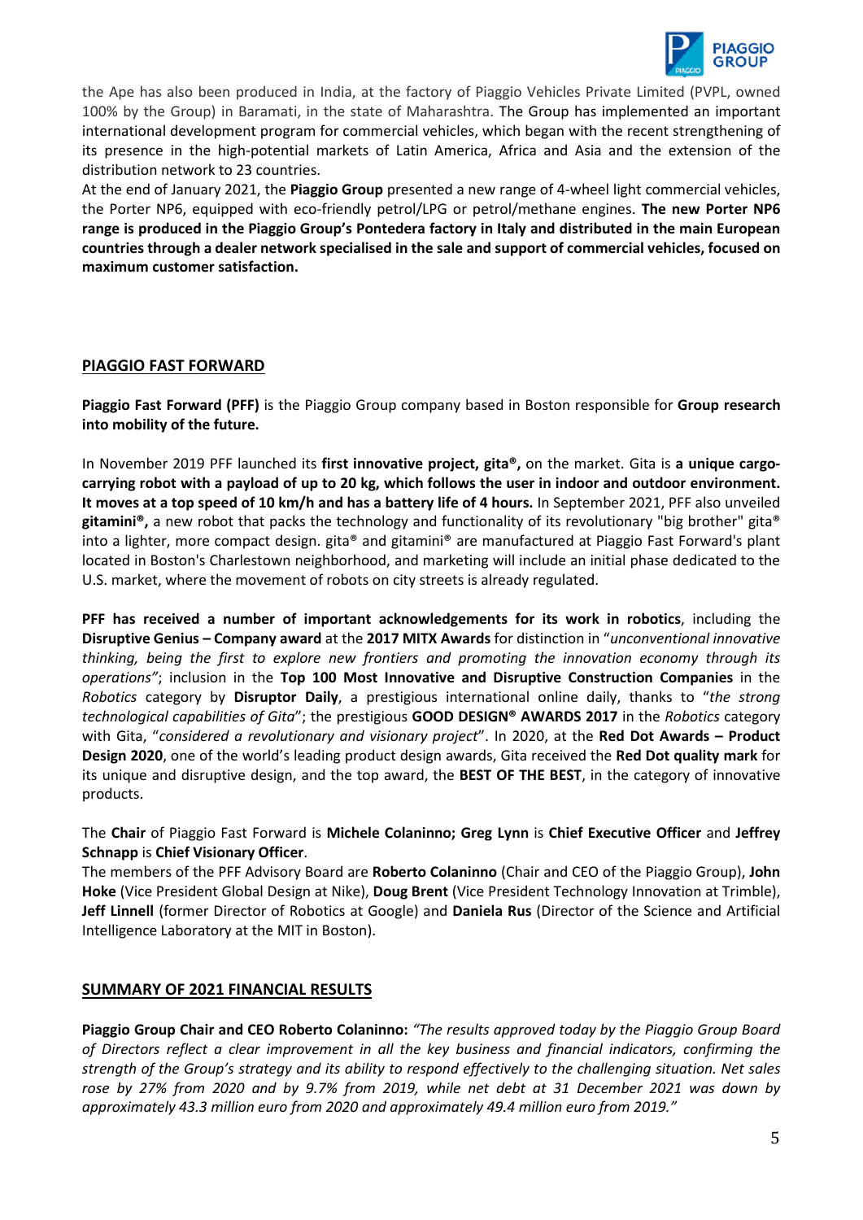the Ape has also been produced in India, at the factory of Piaggio Vehicles Private Limited (PVPL, owned 100% by the Group) in Baramati, in the state of Maharashtra. The Group has implemented an important international development program for commercial vehicles, which began with the recent strengthening of its presence in the high-potential markets of Latin America, Africa and Asia and the extension of the distribution network to 23 countries.

At the end of January 2021, the **Piaggio Group** presented a new range of 4-wheel light commercial vehicles, the Porter NP6, equipped with eco-friendly petrol/LPG or petrol/methane engines. **The new Porter NP6 range is produced in the Piaggio Group's Pontedera factory in Italy and distributed in the main European countries through a dealer network specialised in the sale and support of commercial vehicles, focused on maximum customer satisfaction.**

## PIAGGIO FAST FORWARD

**Piaggio Fast Forward (PFF)** is the Piaggio Group company based in Boston responsible for **Group research into mobility of the future.**

In November 2019 PFF launched its **first innovative project, gita®,** on the market. Gita is **a unique cargo-carrying robot with a payload of up to 20 kg, which follows the user in indoor and outdoor environment. It moves at a top speed of 10 km/h and has a battery life of 4 hours.** In September 2021, PFF also unveiled **gitamini®,** a new robot that packs the technology and functionality of its revolutionary "big brother" gita® into a lighter, more compact design. gita® and gitamini® are manufactured at Piaggio Fast Forward's plant located in Boston's Charlestown neighborhood, and marketing will include an initial phase dedicated to the U.S. market, where the movement of robots on city streets is already regulated.

**PFF has received a number of important acknowledgements for its work in robotics**, including the **Disruptive Genius – Company award** at the **2017 MITX Awards** for distinction in "*unconventional innovative thinking, being the first to explore new frontiers and promoting the innovation economy through its operations"*; inclusion in the **Top 100 Most Innovative and Disruptive Construction Companies** in the *Robotics* category by **Disruptor Daily**, a prestigious international online daily, thanks to "*the strong technological capabilities of Gita*"; the prestigious **GOOD DESIGN® AWARDS 2017** in the *Robotics* category with Gita, "*considered a revolutionary and visionary project*". In 2020, at the **Red Dot Awards – Product Design 2020**, one of the world's leading product design awards, Gita received the **Red Dot quality mark** for its unique and disruptive design, and the top award, the **BEST OF THE BEST**, in the category of innovative products.

The **Chair** of Piaggio Fast Forward is **Michele Colaninno; Greg Lynn** is **Chief Executive Officer** and **Jeffrey Schnapp** is **Chief Visionary Officer**.

The members of the PFF Advisory Board are **Roberto Colaninno** (Chair and CEO of the Piaggio Group), **John Hoke** (Vice President Global Design at Nike), **Doug Brent** (Vice President Technology Innovation at Trimble), **Jeff Linnell** (former Director of Robotics at Google) and **Daniela Rus** (Director of the Science and Artificial Intelligence Laboratory at the MIT in Boston).

## SUMMARY OF 2021 FINANCIAL RESULTS

**Piaggio Group Chair and CEO Roberto Colaninno:** *"The results approved today by the Piaggio Group Board of Directors reflect a clear improvement in all the key business and financial indicators, confirming the strength of the Group's strategy and its ability to respond effectively to the challenging situation. Net sales rose by 27% from 2020 and by 9.7% from 2019, while net debt at 31 December 2021 was down by approximately 43.3 million euro from 2020 and approximately 49.4 million euro from 2019."*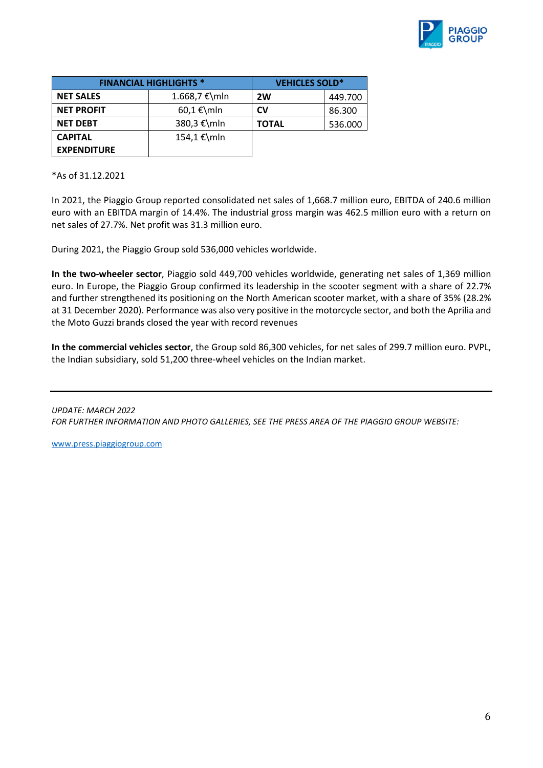| FINANCIAL HIGHLIGHTS * | | VEHICLES SOLD* | |
|---|---|---|---|
| **NET SALES** | 1.668,7 €\mln | **2W** | 449.700 |
| **NET PROFIT** | 60,1 €\mln | **CV** | 86.300 |
| **NET DEBT** | 380,3 €\mln | **TOTAL** | 536.000 |
| **CAPITAL EXPENDITURE** | 154,1 €\mln | | |

*As of 31.12.2021

In 2021, the Piaggio Group reported consolidated net sales of 1,668.7 million euro, EBITDA of 240.6 million euro with an EBITDA margin of 14.4%. The industrial gross margin was 462.5 million euro with a return on net sales of 27.7%. Net profit was 31.3 million euro.

During 2021, the Piaggio Group sold 536,000 vehicles worldwide.

**In the two-wheeler sector**, Piaggio sold 449,700 vehicles worldwide, generating net sales of 1,369 million euro. In Europe, the Piaggio Group confirmed its leadership in the scooter segment with a share of 22.7% and further strengthened its positioning on the North American scooter market, with a share of 35% (28.2% at 31 December 2020). Performance was also very positive in the motorcycle sector, and both the Aprilia and the Moto Guzzi brands closed the year with record revenues

**In the commercial vehicles sector**, the Group sold 86,300 vehicles, for net sales of 299.7 million euro. PVPL, the Indian subsidiary, sold 51,200 three-wheel vehicles on the Indian market.

---

*UPDATE: MARCH 2022*
*FOR FURTHER INFORMATION AND PHOTO GALLERIES, SEE THE PRESS AREA OF THE PIAGGIO GROUP WEBSITE:*

[www.press.piaggiogroup.com](http://www.press.piaggiogroup.com)